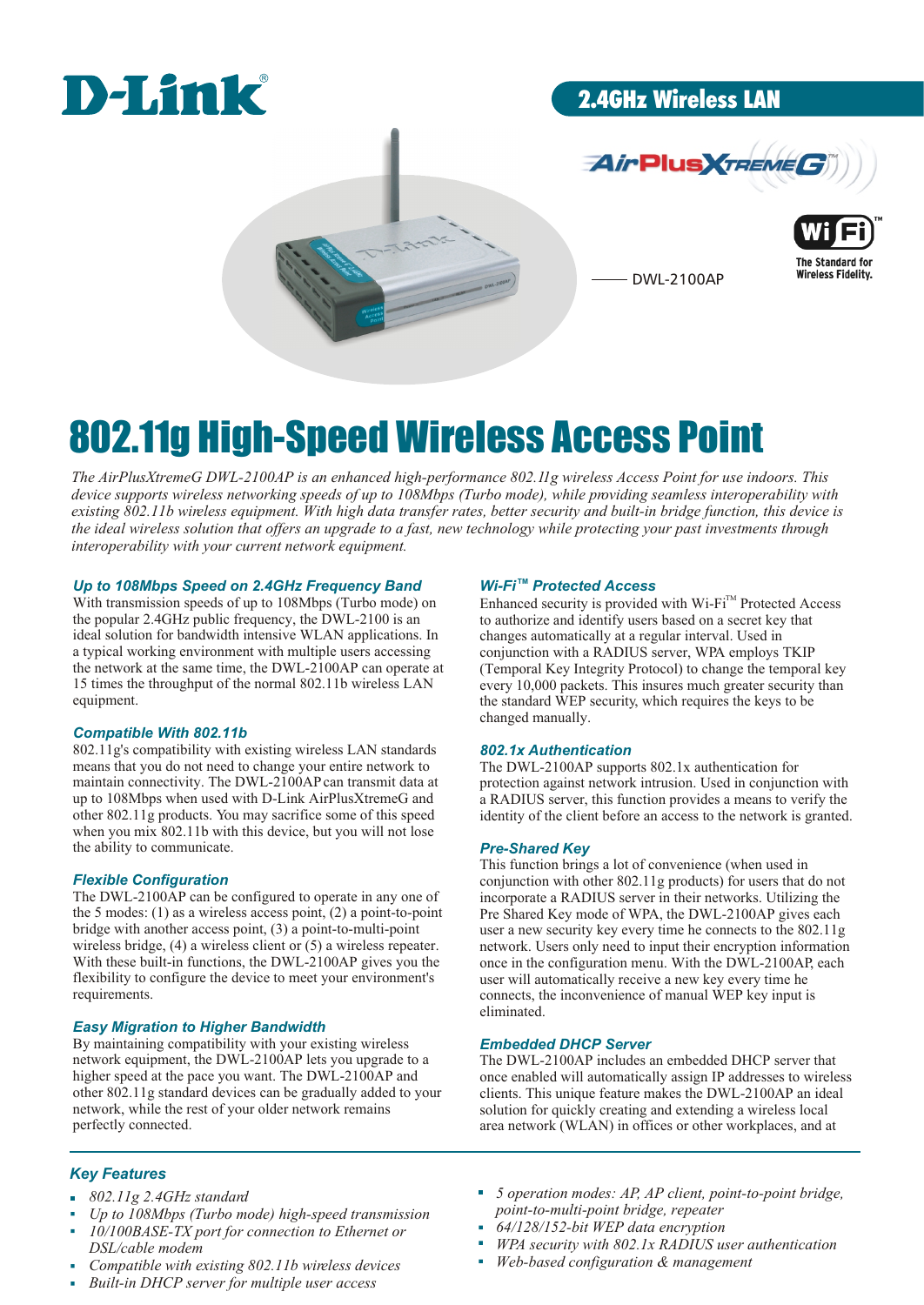D-Link®

## 2.4GHz Wireless LAN

AirPlusXtremeG™

DWL-2100AP

Wi-Fi™ The Standard for Wireless Fidelity.

# 802.11g High-Speed Wireless Access Point

*The AirPlusXtremeG DWL-2100AP is an enhanced high-performance 802.11g wireless Access Point for use indoors. This device supports wireless networking speeds of up to 108Mbps (Turbo mode), while providing seamless interoperability with existing 802.11b wireless equipment. With high data transfer rates, better security and built-in bridge function, this device is the ideal wireless solution that offers an upgrade to a fast, new technology while protecting your past investments through interoperability with your current network equipment.*

### *Up to 108Mbps Speed on 2.4GHz Frequency Band*

With transmission speeds of up to 108Mbps (Turbo mode) on the popular 2.4GHz public frequency, the DWL-2100 is an ideal solution for bandwidth intensive WLAN applications. In a typical working environment with multiple users accessing the network at the same time, the DWL-2100AP can operate at 15 times the throughput of the normal 802.11b wireless LAN equipment.

### *Compatible With 802.11b*

802.11g's compatibility with existing wireless LAN standards means that you do not need to change your entire network to maintain connectivity. The DWL-2100AP can transmit data at up to 108Mbps when used with D-Link AirPlusXtremeG and other 802.11g products. You may sacrifice some of this speed when you mix 802.11b with this device, but you will not lose the ability to communicate.

### *Flexible Configuration*

The DWL-2100AP can be configured to operate in any one of the 5 modes: (1) as a wireless access point, (2) a point-to-point bridge with another access point, (3) a point-to-multi-point wireless bridge, (4) a wireless client or (5) a wireless repeater. With these built-in functions, the DWL-2100AP gives you the flexibility to configure the device to meet your environment's requirements.

### *Easy Migration to Higher Bandwidth*

By maintaining compatibility with your existing wireless network equipment, the DWL-2100AP lets you upgrade to a higher speed at the pace you want. The DWL-2100AP and other 802.11g standard devices can be gradually added to your network, while the rest of your older network remains perfectly connected.

### *Wi-Fi™ Protected Access*

Enhanced security is provided with Wi-Fi™ Protected Access to authorize and identify users based on a secret key that changes automatically at a regular interval. Used in conjunction with a RADIUS server, WPA employs TKIP (Temporal Key Integrity Protocol) to change the temporal key every 10,000 packets. This insures much greater security than the standard WEP security, which requires the keys to be changed manually.

### *802.1x Authentication*

The DWL-2100AP supports 802.1x authentication for protection against network intrusion. Used in conjunction with a RADIUS server, this function provides a means to verify the identity of the client before an access to the network is granted.

### *Pre-Shared Key*

This function brings a lot of convenience (when used in conjunction with other 802.11g products) for users that do not incorporate a RADIUS server in their networks. Utilizing the Pre Shared Key mode of WPA, the DWL-2100AP gives each user a new security key every time he connects to the 802.11g network. Users only need to input their encryption information once in the configuration menu. With the DWL-2100AP, each user will automatically receive a new key every time he connects, the inconvenience of manual WEP key input is eliminated.

### *Embedded DHCP Server*

The DWL-2100AP includes an embedded DHCP server that once enabled will automatically assign IP addresses to wireless clients. This unique feature makes the DWL-2100AP an ideal solution for quickly creating and extending a wireless local area network (WLAN) in offices or other workplaces, and at

### *Key Features*

- *802.11g 2.4GHz standard*
- *Up to 108Mbps (Turbo mode) high-speed transmission*
- *10/100BASE-TX port for connection to Ethernet or DSL/cable modem*
- *Compatible with existing 802.11b wireless devices*
- *Built-in DHCP server for multiple user access*
- *5 operation modes: AP, AP client, point-to-point bridge, point-to-multi-point bridge, repeater*
- *64/128/152-bit WEP data encryption*
- *WPA security with 802.1x RADIUS user authentication*
- *Web-based configuration & management*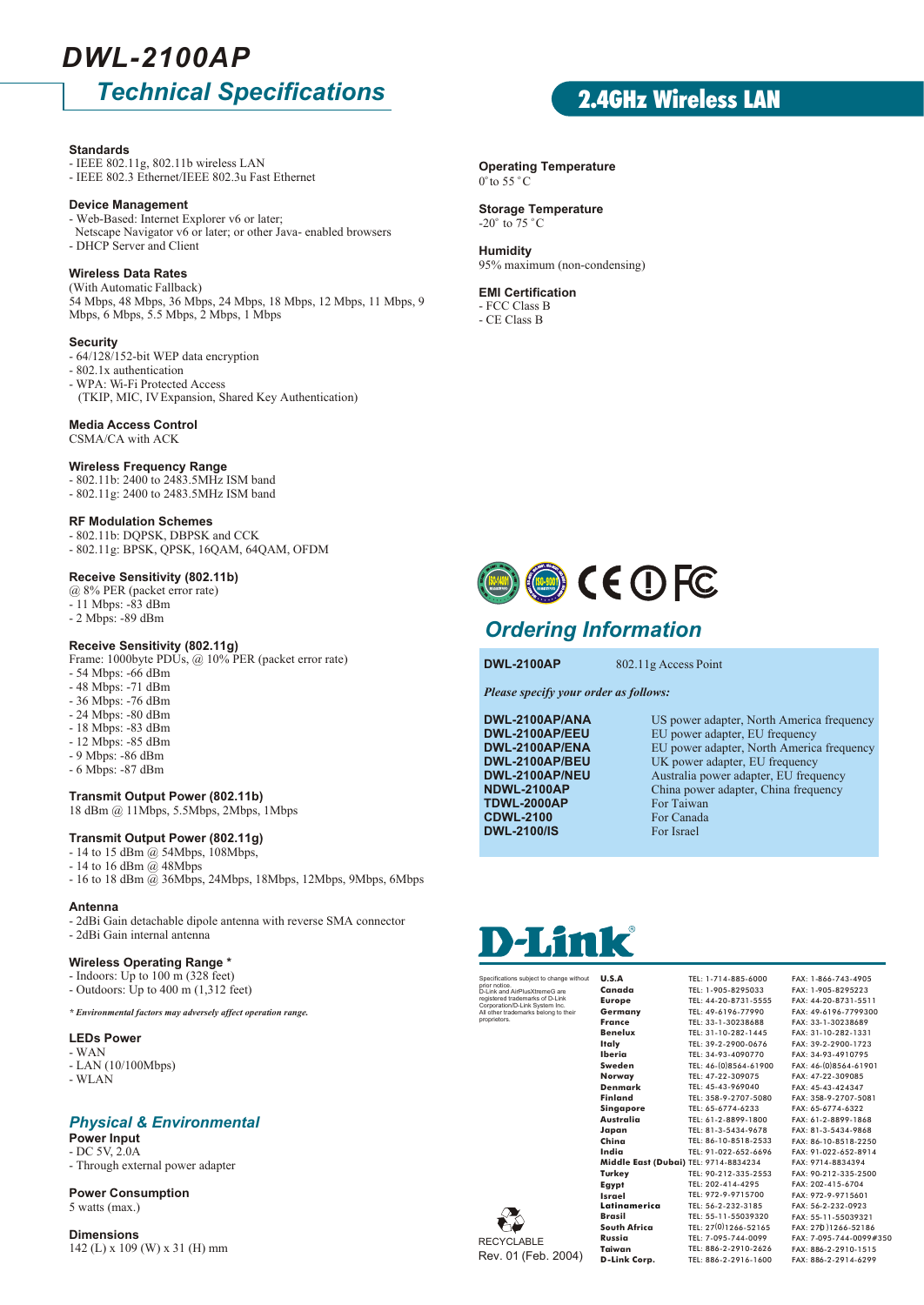# DWL-2100AP

## Technical Specifications

## 2.4GHz Wireless LAN

### Standards
- IEEE 802.11g, 802.11b wireless LAN
- IEEE 802.3 Ethernet/IEEE 802.3u Fast Ethernet

### Device Management
- Web-Based: Internet Explorer v6 or later; Netscape Navigator v6 or later; or other Java- enabled browsers
- DHCP Server and Client

### Wireless Data Rates
(With Automatic Fallback)
54 Mbps, 48 Mbps, 36 Mbps, 24 Mbps, 18 Mbps, 12 Mbps, 11 Mbps, 9 Mbps, 6 Mbps, 5.5 Mbps, 2 Mbps, 1 Mbps

### Security
- 64/128/152-bit WEP data encryption
- 802.1x authentication
- WPA: Wi-Fi Protected Access (TKIP, MIC, IV Expansion, Shared Key Authentication)

### Media Access Control
CSMA/CA with ACK

### Wireless Frequency Range
- 802.11b: 2400 to 2483.5MHz ISM band
- 802.11g: 2400 to 2483.5MHz ISM band

### RF Modulation Schemes
- 802.11b: DQPSK, DBPSK and CCK
- 802.11g: BPSK, QPSK, 16QAM, 64QAM, OFDM

### Receive Sensitivity (802.11b)
@ 8% PER (packet error rate)
- 11 Mbps: -83 dBm
- 2 Mbps: -89 dBm

### Receive Sensitivity (802.11g)
Frame: 1000byte PDUs, @ 10% PER (packet error rate)
- 54 Mbps: -66 dBm
- 48 Mbps: -71 dBm
- 36 Mbps: -76 dBm
- 24 Mbps: -80 dBm
- 18 Mbps: -83 dBm
- 12 Mbps: -85 dBm
- 9 Mbps: -86 dBm
- 6 Mbps: -87 dBm

### Transmit Output Power (802.11b)
18 dBm @ 11Mbps, 5.5Mbps, 2Mbps, 1Mbps

### Transmit Output Power (802.11g)
- 14 to 15 dBm @ 54Mbps, 108Mbps,
- 14 to 16 dBm @ 48Mbps
- 16 to 18 dBm @ 36Mbps, 24Mbps, 18Mbps, 12Mbps, 9Mbps, 6Mbps

### Antenna
- 2dBi Gain detachable dipole antenna with reverse SMA connector
- 2dBi Gain internal antenna

### Wireless Operating Range *
- Indoors: Up to 100 m (328 feet)
- Outdoors: Up to 400 m (1,312 feet)

*\* Environmental factors may adversely affect operation range.*

### LEDs Power
- WAN
- LAN (10/100Mbps)
- WLAN

## Physical & Environmental

### Power Input
- DC 5V, 2.0A
- Through external power adapter

### Power Consumption
5 watts (max.)

### Dimensions
142 (L) x 109 (W) x 31 (H) mm

### Operating Temperature
0° to 55 °C

### Storage Temperature
-20° to 75 °C

### Humidity
95% maximum (non-condensing)

### EMI Certification
- FCC Class B
- CE Class B

## Ordering Information

| | |
|---|---|
| **DWL-2100AP** | 802.11g Access Point |

*Please specify your order as follows:*

| | |
|---|---|
| **DWL-2100AP/ANA** | US power adapter, North America frequency |
| **DWL-2100AP/EEU** | EU power adapter, EU frequency |
| **DWL-2100AP/ENA** | EU power adapter, North America frequency |
| **DWL-2100AP/BEU** | UK power adapter, EU frequency |
| **DWL-2100AP/NEU** | Australia power adapter, EU frequency |
| **NDWL-2100AP** | China power adapter, China frequency |
| **TDWL-2000AP** | For Taiwan |
| **CDWL-2100** | For Canada |
| **DWL-2100/IS** | For Israel |

D-Link®

Specifications subject to change without prior notice.
D-Link and AirPlusXtremeG are registered trademarks of D-Link Corporation/D-Link System Inc.
All other trademarks belong to their proprietors.

| | | |
|---|---|---|
| **U.S.A** | TEL: 1-714-885-6000 | FAX: 1-866-743-4905 |
| **Canada** | TEL: 1-905-8295033 | FAX: 1-905-8295223 |
| **Europe** | TEL: 44-20-8731-5555 | FAX: 44-20-8731-5511 |
| **Germany** | TEL: 49-6196-77990 | FAX: 49-6196-7799300 |
| **France** | TEL: 33-1-30238688 | FAX: 33-1-30238689 |
| **Benelux** | TEL: 31-10-282-1445 | FAX: 31-10-282-1331 |
| **Italy** | TEL: 39-2-2900-0676 | FAX: 39-2-2900-1723 |
| **Iberia** | TEL: 34-93-4090770 | FAX: 34-93-4910795 |
| **Sweden** | TEL: 46-(0)8564-61900 | FAX: 46-(0)8564-61901 |
| **Norway** | TEL: 47-22-309075 | FAX: 47-22-309085 |
| **Denmark** | TEL: 45-43-969040 | FAX: 45-43-424347 |
| **Finland** | TEL: 358-9-2707-5080 | FAX: 358-9-2707-5081 |
| **Singapore** | TEL: 65-6774-6233 | FAX: 65-6774-6322 |
| **Australia** | TEL: 61-2-8899-1800 | FAX: 61-2-8899-1868 |
| **Japan** | TEL: 81-3-5434-9678 | FAX: 81-3-5434-9868 |
| **China** | TEL: 86-10-8518-2533 | FAX: 86-10-8518-2250 |
| **India** | TEL: 91-022-652-6696 | FAX: 91-022-652-8914 |
| **Middle East (Dubai)** | TEL: 9714-8834234 | FAX: 9714-8834394 |
| **Turkey** | TEL: 90-212-335-2553 | FAX: 90-212-335-2500 |
| **Egypt** | TEL: 202-414-4295 | FAX: 202-415-6704 |
| **Israel** | TEL: 972-9-9715700 | FAX: 972-9-9715601 |
| **Latinamerica** | TEL: 56-2-232-3185 | FAX: 56-2-232-0923 |
| **Brasil** | TEL: 55-11-55039320 | FAX: 55-11-55039321 |
| **South Africa** | TEL: 27(0)1266-52165 | FAX: 27(0)1266-52186 |
| **Russia** | TEL: 7-095-744-0099 | FAX: 7-095-744-0099#350 |
| **Taiwan** | TEL: 886-2-2910-2626 | FAX: 886-2-2910-1515 |
| **D-Link Corp.** | TEL: 886-2-2916-1600 | FAX: 886-2-2914-6299 |

RECYCLABLE

Rev. 01 (Feb. 2004)